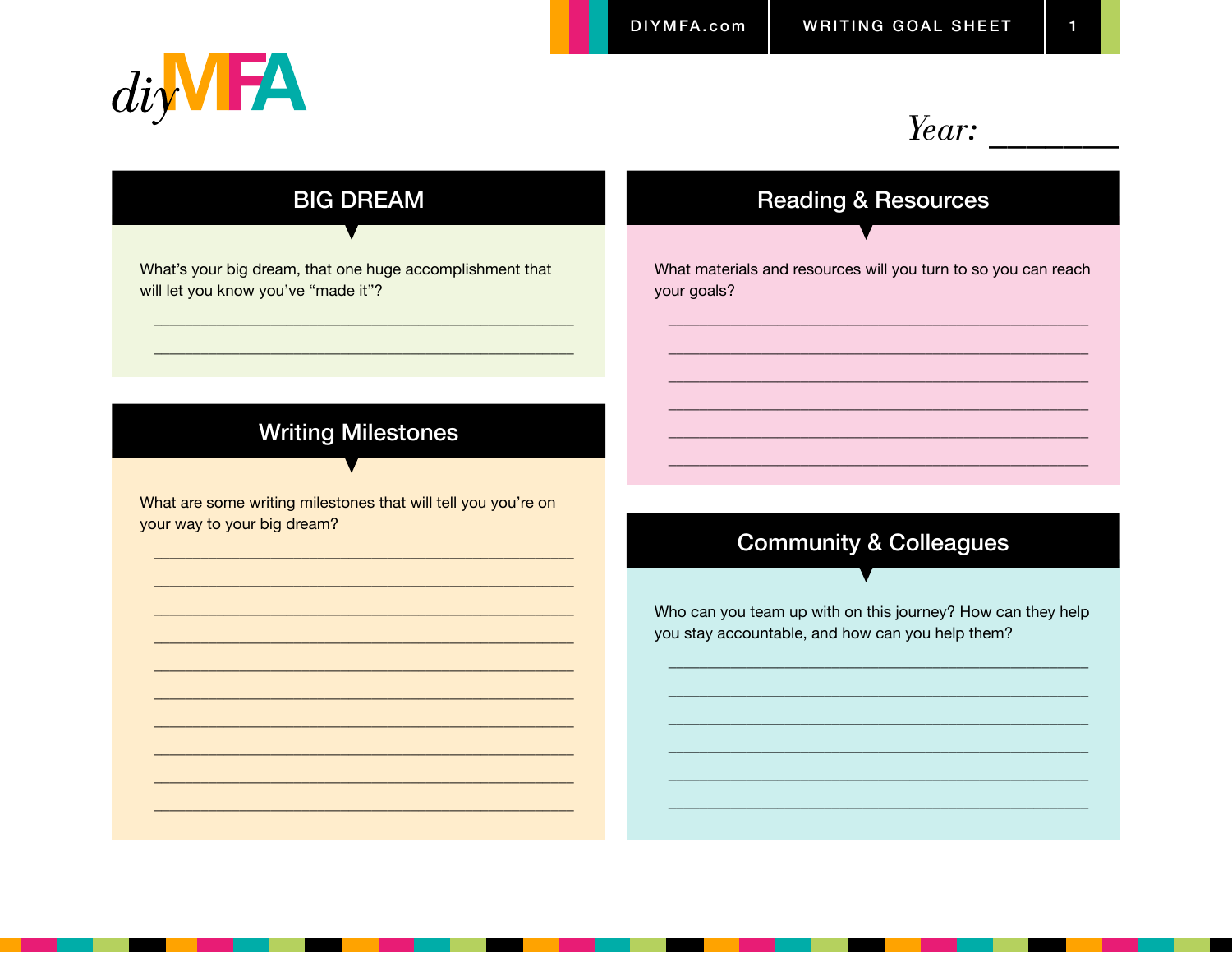diyMFA

# WRITING GOAL SHEET

Year: ________

## BIG DREAM

What's your big dream, that one huge accomplishment that will let you know you've "made it"?

_______________________________________________

_______________________________________________

## Writing Milestones

What are some writing milestones that will tell you you're on your way to your big dream?

_______________________________________________

_______________________________________________

_______________________________________________

_______________________________________________

_______________________________________________

_______________________________________________

_______________________________________________

_______________________________________________

_______________________________________________

_______________________________________________

## Reading & Resources

What materials and resources will you turn to so you can reach your goals?

_______________________________________________

_______________________________________________

_______________________________________________

_______________________________________________

_______________________________________________

_______________________________________________

## Community & Colleagues

Who can you team up with on this journey? How can they help you stay accountable, and how can you help them?

_______________________________________________

_______________________________________________

_______________________________________________

_______________________________________________

_______________________________________________

_______________________________________________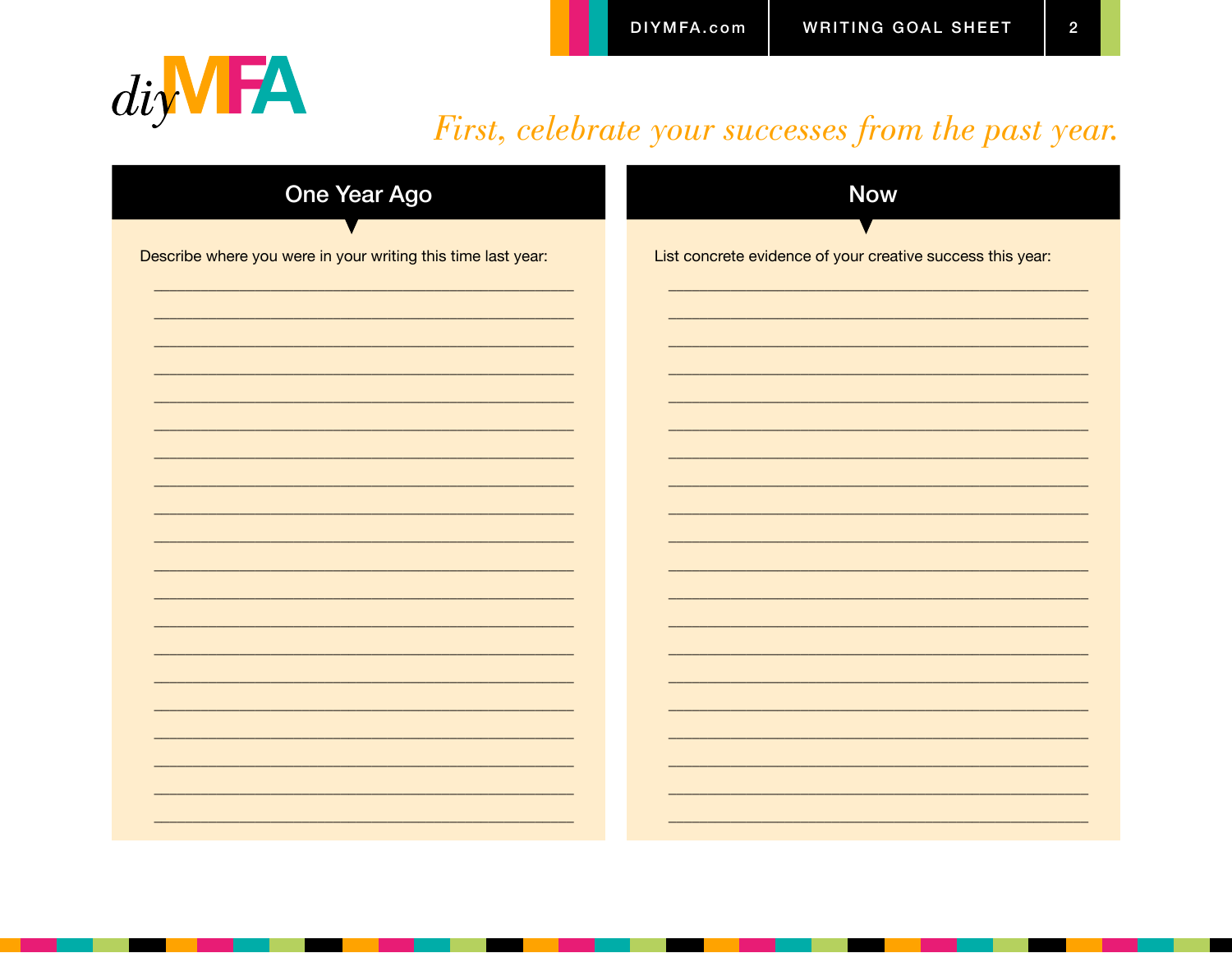*First, celebrate your successes from the past year.*

## One Year Ago

Describe where you were in your writing this time last year:

___________________________________________

___________________________________________

___________________________________________

___________________________________________

___________________________________________

___________________________________________

___________________________________________

___________________________________________

___________________________________________

___________________________________________

___________________________________________

___________________________________________

___________________________________________

___________________________________________

___________________________________________

___________________________________________

___________________________________________

___________________________________________

___________________________________________

___________________________________________

## Now

List concrete evidence of your creative success this year:

___________________________________________

___________________________________________

___________________________________________

___________________________________________

___________________________________________

___________________________________________

___________________________________________

___________________________________________

___________________________________________

___________________________________________

___________________________________________

___________________________________________

___________________________________________

___________________________________________

___________________________________________

___________________________________________

___________________________________________

___________________________________________

___________________________________________

___________________________________________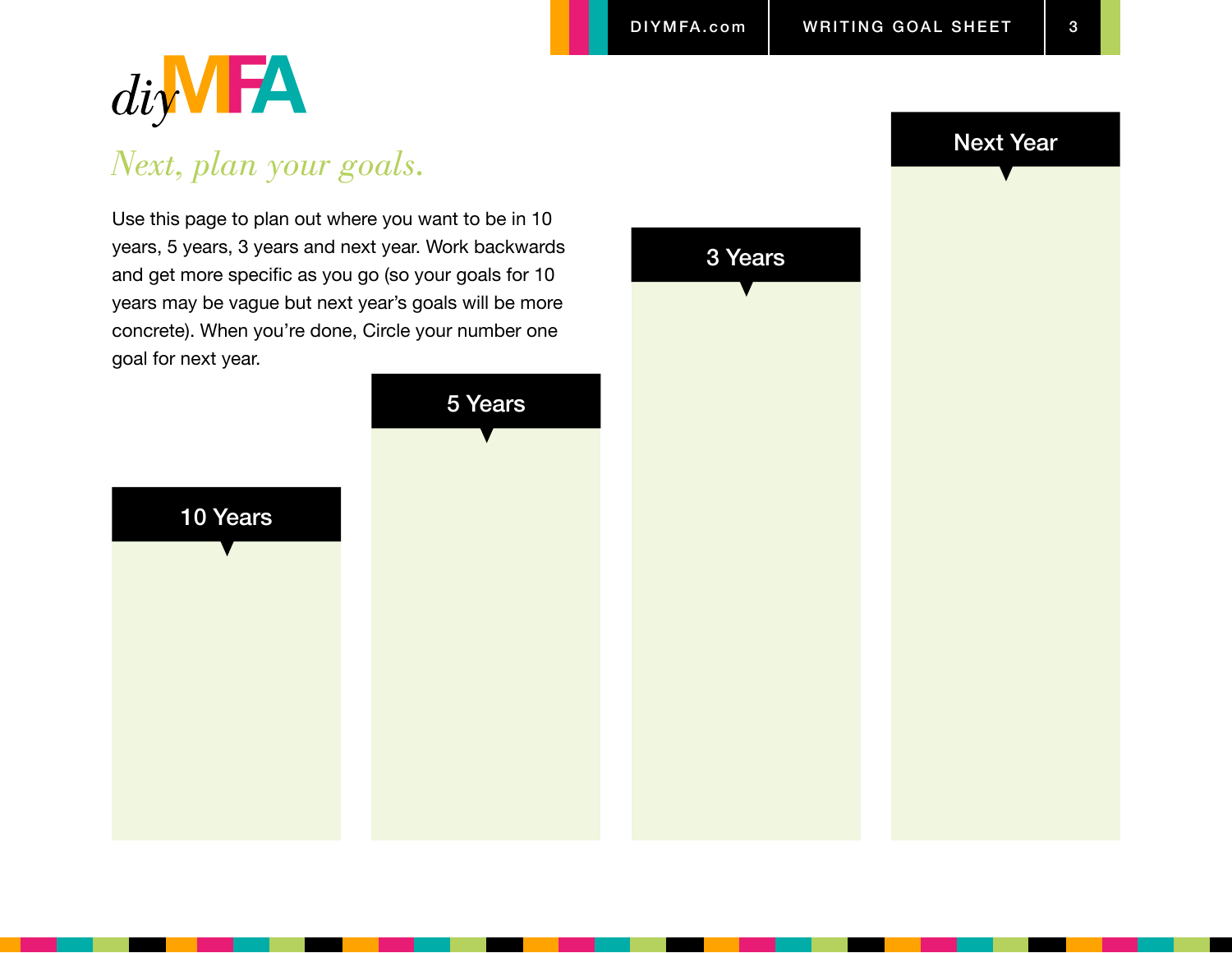diyMFA

*Next, plan your goals.*

Use this page to plan out where you want to be in 10 years, 5 years, 3 years and next year. Work backwards and get more specific as you go (so your goals for 10 years may be vague but next year's goals will be more concrete). When you're done, Circle your number one goal for next year.

**10 Years**

**5 Years**

**3 Years**

**Next Year**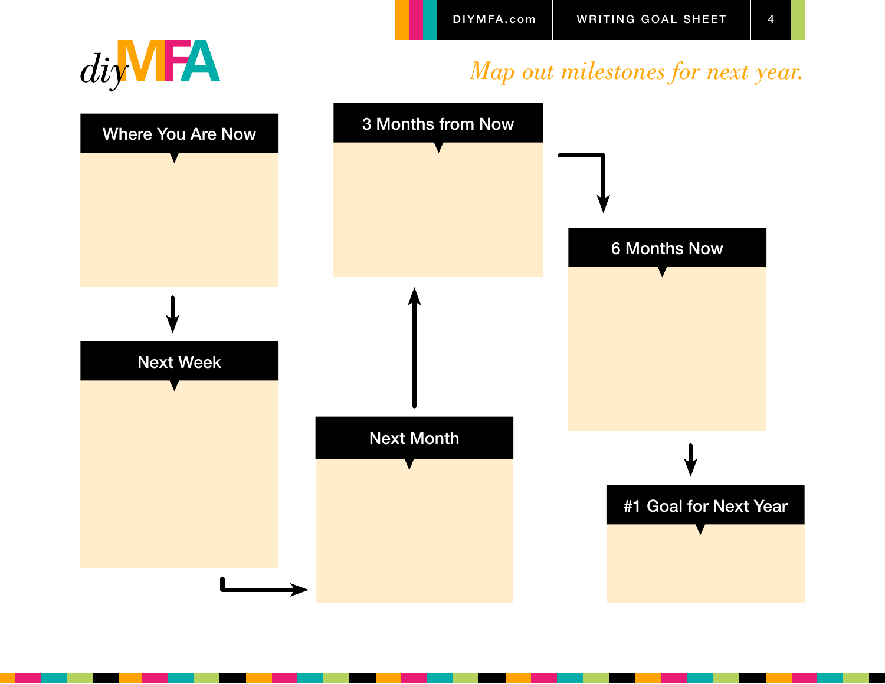diyMFA

*Map out milestones for next year.*

## Where You Are Now

## Next Week

## Next Month

## 3 Months from Now

## 6 Months Now

## #1 Goal for Next Year